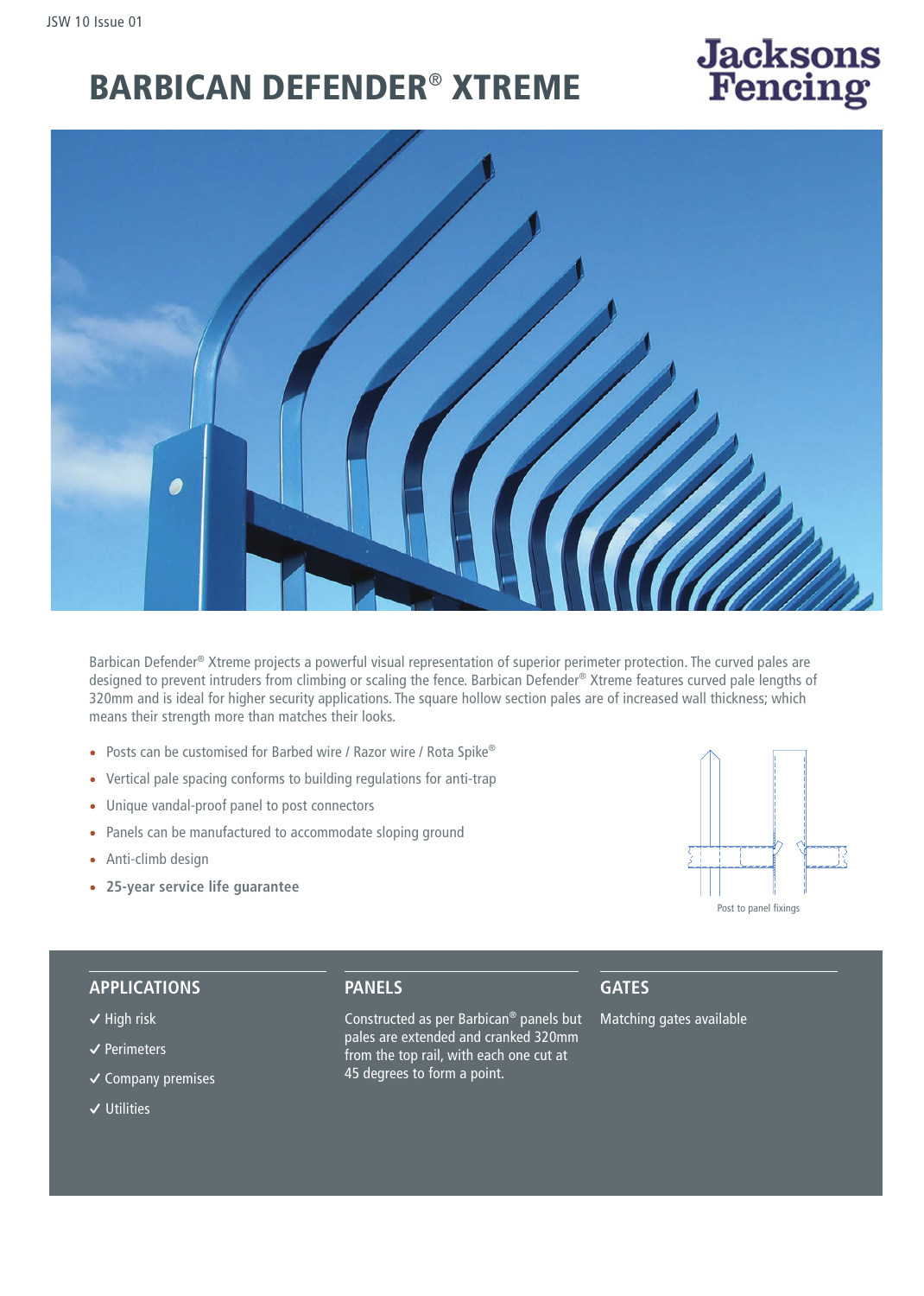# BARBICAN DEFENDER® XTREME

Barbican Defender® Xtreme projects a powerful visual representation of superior perimeter protection. The curved pales are designed to prevent intruders from climbing or scaling the fence. Barbican Defender® Xtreme features curved pale lengths of 320mm and is ideal for higher security applications. The square hollow section pales are of increased wall thickness; which means their strength more than matches their looks.

- Posts can be customised for Barbed wire / Razor wire / Rota Spike®
- Vertical pale spacing conforms to building regulations for anti-trap
- Unique vandal-proof panel to post connectors
- Panels can be manufactured to accommodate sloping ground
- Anti-climb design
- **25-year service life guarantee**

Post to panel fixings

## APPLICATIONS

✓ High risk

✓ Perimeters

✓ Company premises

✓ Utilities

## PANELS

Constructed as per Barbican® panels but pales are extended and cranked 320mm from the top rail, with each one cut at 45 degrees to form a point.

## GATES

Matching gates available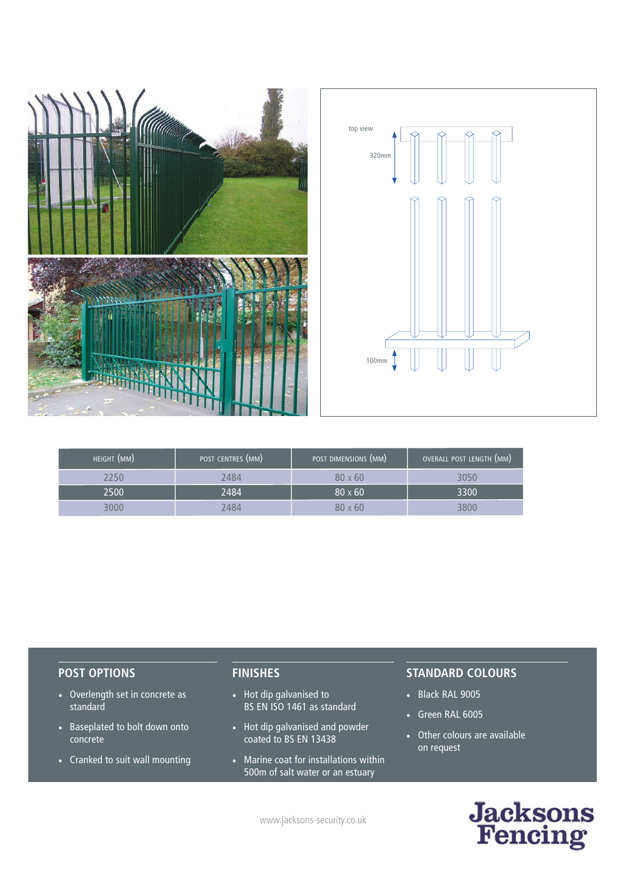top view

320mm

100mm

| HEIGHT (MM) | POST CENTRES (MM) | POST DIMENSIONS (MM) | OVERALL POST LENGTH (MM) |
|---|---|---|---|
| 2250 | 2484 | 80 x 60 | 3050 |
| 2500 | 2484 | 80 x 60 | 3300 |
| 3000 | 2484 | 80 x 60 | 3800 |

## POST OPTIONS

- Overlength set in concrete as standard
- Baseplated to bolt down onto concrete
- Cranked to suit wall mounting

## FINISHES

- Hot dip galvanised to BS EN ISO 1461 as standard
- Hot dip galvanised and powder coated to BS EN 13438
- Marine coat for installations within 500m of salt water or an estuary

## STANDARD COLOURS

- Black RAL 9005
- Green RAL 6005
- Other colours are available on request

www.jacksons-security.co.uk

Jacksons Fencing